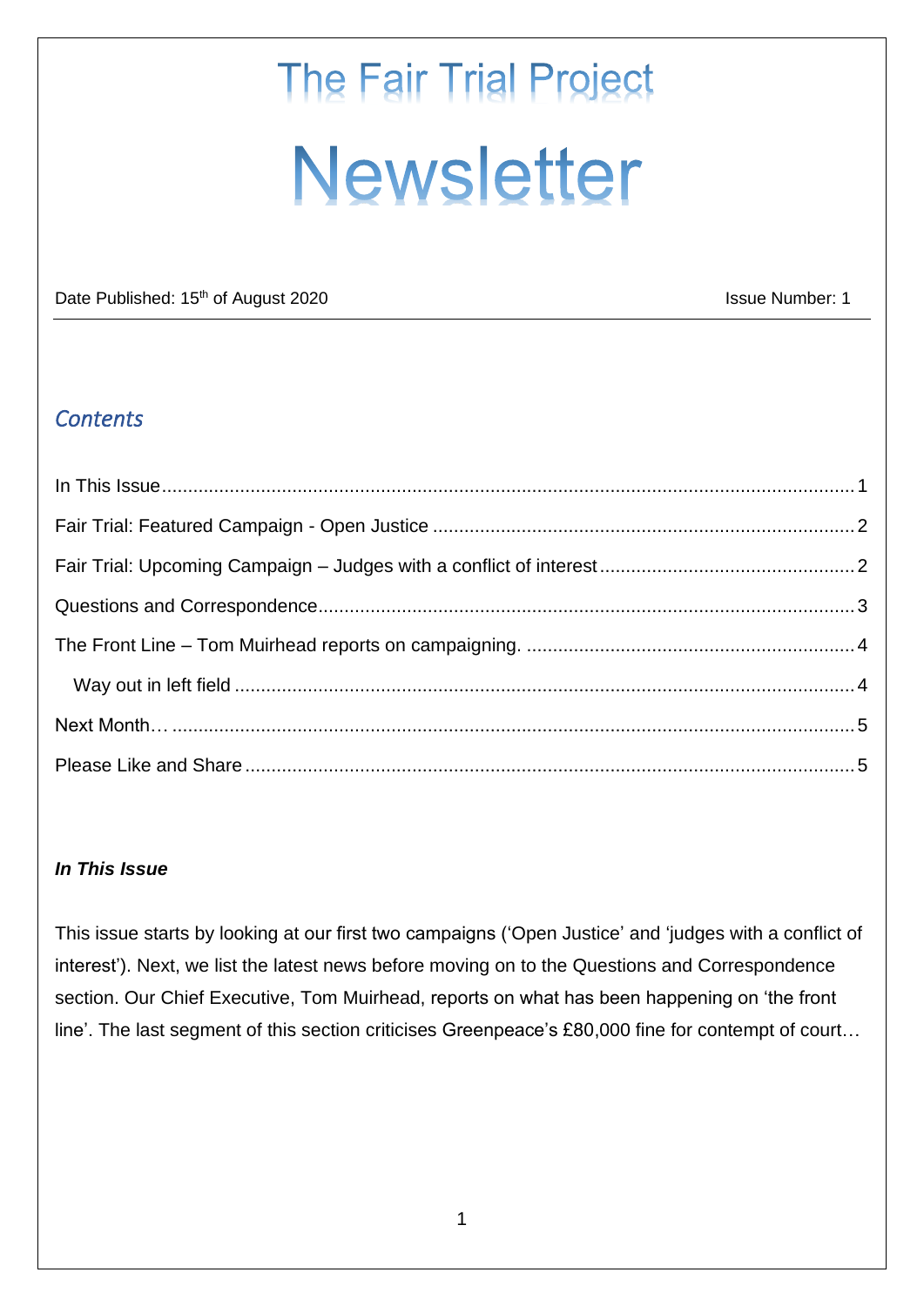# The Fair Trial Project

# Newsletter

Date Published: 15th of August 2020 Issue Number: 1

---

## *Contents*

In This Issue ..... 1

Fair Trial: Featured Campaign - Open Justice ..... 2

Fair Trial: Upcoming Campaign – Judges with a conflict of interest ..... 2

Questions and Correspondence ..... 3

The Front Line – Tom Muirhead reports on campaigning. ..... 4

Way out in left field ..... 4

Next Month… ..... 5

Please Like and Share ..... 5

### ***In This Issue***

This issue starts by looking at our first two campaigns ('Open Justice' and 'judges with a conflict of interest'). Next, we list the latest news before moving on to the Questions and Correspondence section. Our Chief Executive, Tom Muirhead, reports on what has been happening on 'the front line'. The last segment of this section criticises Greenpeace's £80,000 fine for contempt of court…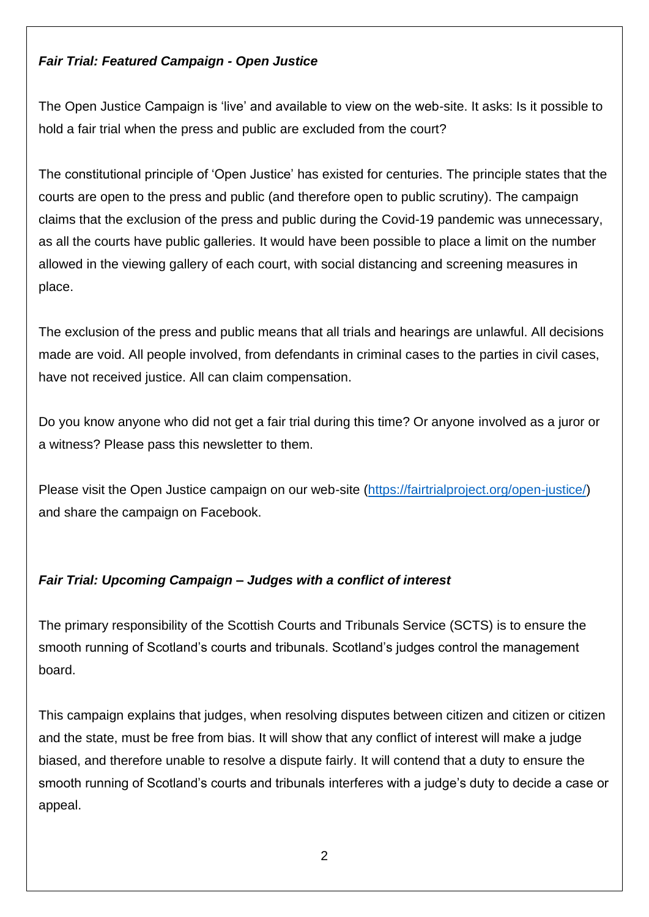***Fair Trial: Featured Campaign - Open Justice***

The Open Justice Campaign is 'live' and available to view on the web-site. It asks: Is it possible to hold a fair trial when the press and public are excluded from the court?

The constitutional principle of 'Open Justice' has existed for centuries. The principle states that the courts are open to the press and public (and therefore open to public scrutiny). The campaign claims that the exclusion of the press and public during the Covid-19 pandemic was unnecessary, as all the courts have public galleries. It would have been possible to place a limit on the number allowed in the viewing gallery of each court, with social distancing and screening measures in place.

The exclusion of the press and public means that all trials and hearings are unlawful. All decisions made are void. All people involved, from defendants in criminal cases to the parties in civil cases, have not received justice. All can claim compensation.

Do you know anyone who did not get a fair trial during this time? Or anyone involved as a juror or a witness? Please pass this newsletter to them.

Please visit the Open Justice campaign on our web-site (https://fairtrialproject.org/open-justice/) and share the campaign on Facebook.

***Fair Trial: Upcoming Campaign – Judges with a conflict of interest***

The primary responsibility of the Scottish Courts and Tribunals Service (SCTS) is to ensure the smooth running of Scotland's courts and tribunals. Scotland's judges control the management board.

This campaign explains that judges, when resolving disputes between citizen and citizen or citizen and the state, must be free from bias. It will show that any conflict of interest will make a judge biased, and therefore unable to resolve a dispute fairly. It will contend that a duty to ensure the smooth running of Scotland's courts and tribunals interferes with a judge's duty to decide a case or appeal.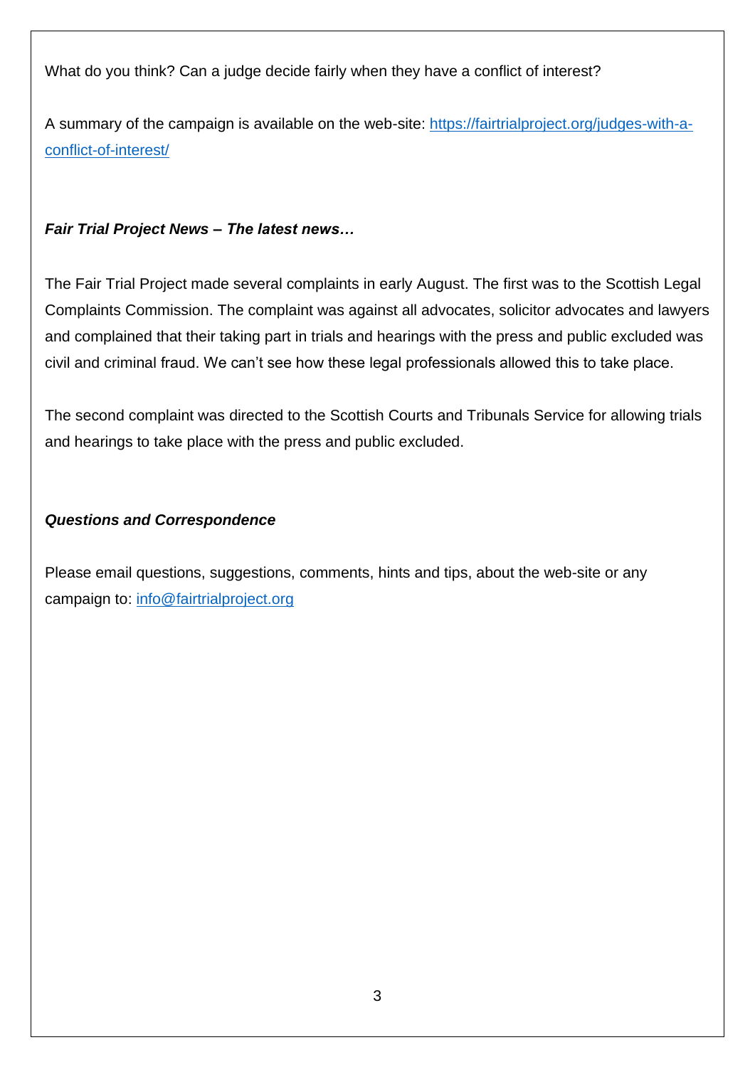What do you think? Can a judge decide fairly when they have a conflict of interest?

A summary of the campaign is available on the web-site: [https://fairtrialproject.org/judges-with-a-conflict-of-interest/](https://fairtrialproject.org/judges-with-a-conflict-of-interest/)

***Fair Trial Project News – The latest news…***

The Fair Trial Project made several complaints in early August. The first was to the Scottish Legal Complaints Commission. The complaint was against all advocates, solicitor advocates and lawyers and complained that their taking part in trials and hearings with the press and public excluded was civil and criminal fraud. We can't see how these legal professionals allowed this to take place.

The second complaint was directed to the Scottish Courts and Tribunals Service for allowing trials and hearings to take place with the press and public excluded.

***Questions and Correspondence***

Please email questions, suggestions, comments, hints and tips, about the web-site or any campaign to: [info@fairtrialproject.org](mailto:info@fairtrialproject.org)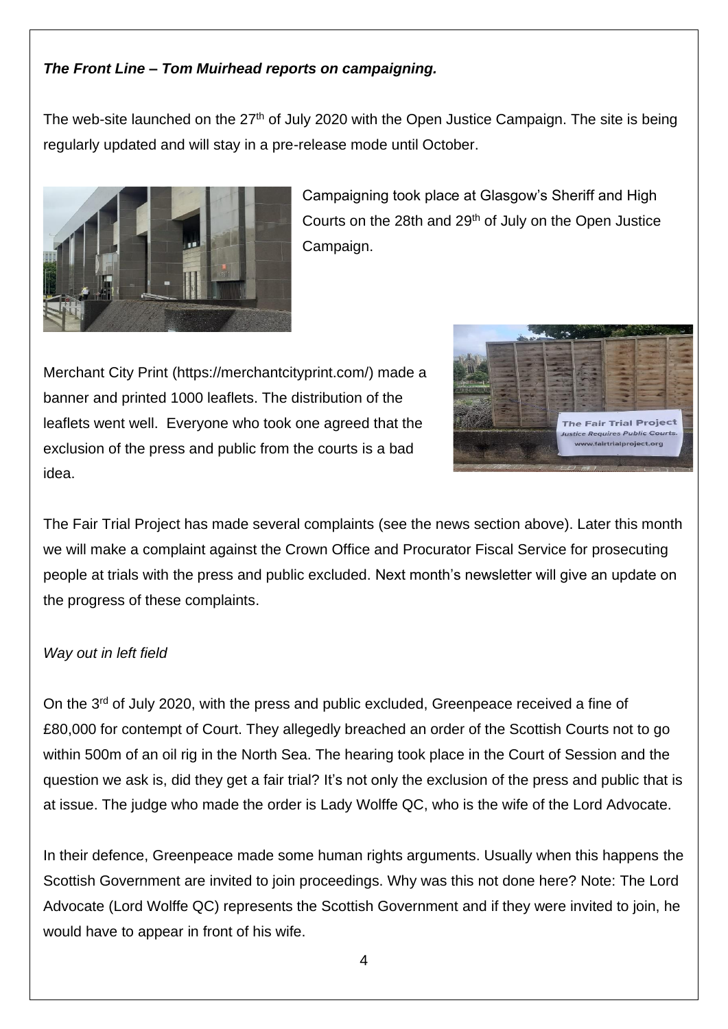***The Front Line – Tom Muirhead reports on campaigning.***

The web-site launched on the 27th of July 2020 with the Open Justice Campaign. The site is being regularly updated and will stay in a pre-release mode until October.

Campaigning took place at Glasgow's Sheriff and High Courts on the 28th and 29th of July on the Open Justice Campaign.

Merchant City Print (https://merchantcityprint.com/) made a banner and printed 1000 leaflets. The distribution of the leaflets went well. Everyone who took one agreed that the exclusion of the press and public from the courts is a bad idea.

The Fair Trial Project has made several complaints (see the news section above). Later this month we will make a complaint against the Crown Office and Procurator Fiscal Service for prosecuting people at trials with the press and public excluded. Next month's newsletter will give an update on the progress of these complaints.

*Way out in left field*

On the 3rd of July 2020, with the press and public excluded, Greenpeace received a fine of £80,000 for contempt of Court. They allegedly breached an order of the Scottish Courts not to go within 500m of an oil rig in the North Sea. The hearing took place in the Court of Session and the question we ask is, did they get a fair trial? It's not only the exclusion of the press and public that is at issue. The judge who made the order is Lady Wolffe QC, who is the wife of the Lord Advocate.

In their defence, Greenpeace made some human rights arguments. Usually when this happens the Scottish Government are invited to join proceedings. Why was this not done here? Note: The Lord Advocate (Lord Wolffe QC) represents the Scottish Government and if they were invited to join, he would have to appear in front of his wife.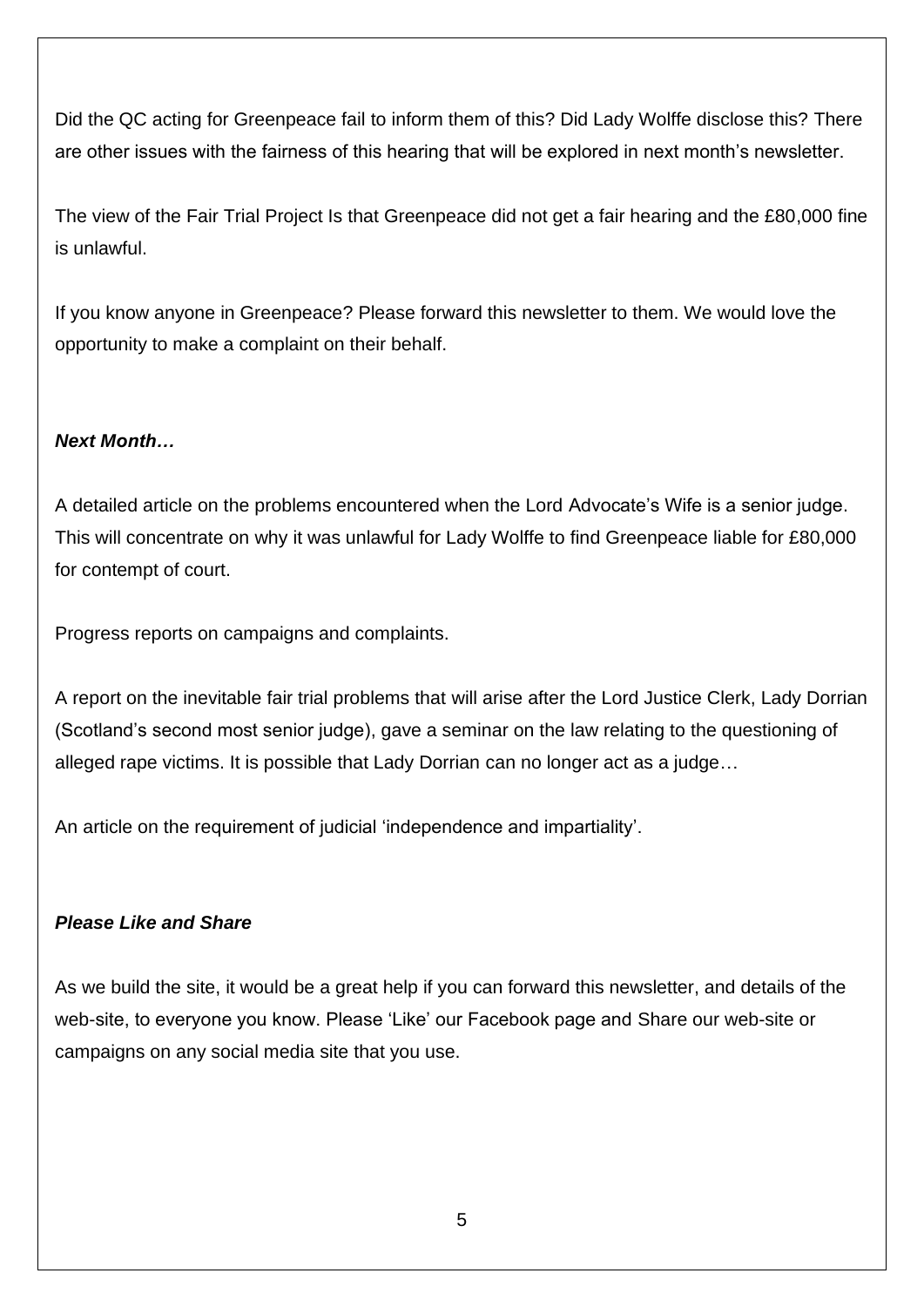Did the QC acting for Greenpeace fail to inform them of this? Did Lady Wolffe disclose this? There are other issues with the fairness of this hearing that will be explored in next month's newsletter.

The view of the Fair Trial Project Is that Greenpeace did not get a fair hearing and the £80,000 fine is unlawful.

If you know anyone in Greenpeace? Please forward this newsletter to them. We would love the opportunity to make a complaint on their behalf.

***Next Month…***

A detailed article on the problems encountered when the Lord Advocate's Wife is a senior judge. This will concentrate on why it was unlawful for Lady Wolffe to find Greenpeace liable for £80,000 for contempt of court.

Progress reports on campaigns and complaints.

A report on the inevitable fair trial problems that will arise after the Lord Justice Clerk, Lady Dorrian (Scotland's second most senior judge), gave a seminar on the law relating to the questioning of alleged rape victims. It is possible that Lady Dorrian can no longer act as a judge…

An article on the requirement of judicial 'independence and impartiality'.

***Please Like and Share***

As we build the site, it would be a great help if you can forward this newsletter, and details of the web-site, to everyone you know. Please 'Like' our Facebook page and Share our web-site or campaigns on any social media site that you use.